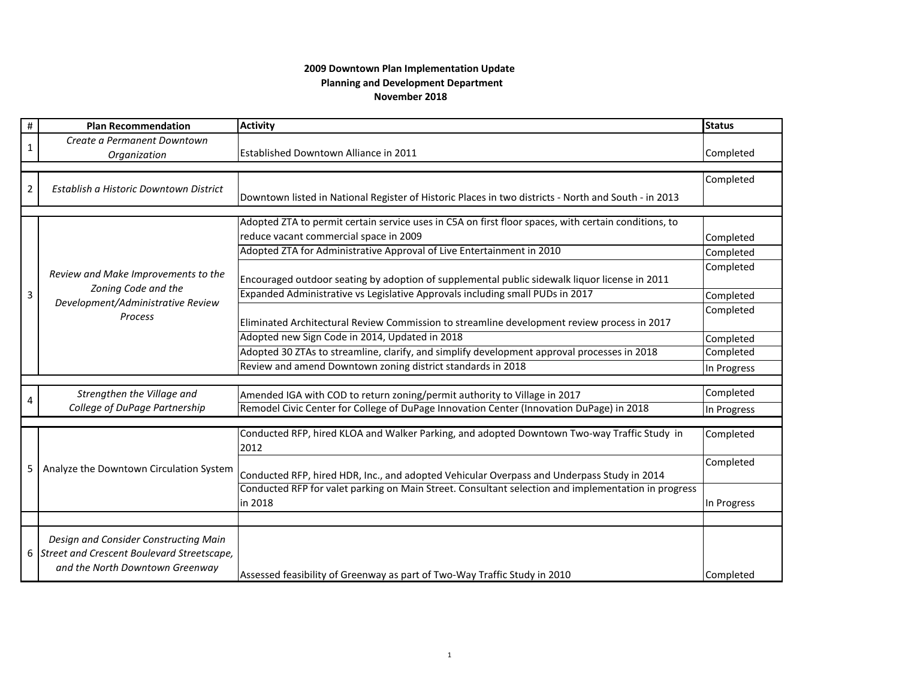**2009 Downtown Plan Implementation Update**
**Planning and Development Department**
**November 2018**

| # | Plan Recommendation | Activity | Status |
|---|---|---|---|
| 1 | *Create a Permanent Downtown Organization* | Established Downtown Alliance in 2011 | Completed |
| 2 | *Establish a Historic Downtown District* | Downtown listed in National Register of Historic Places in two districts - North and South - in 2013 | Completed |
| 3 | *Review and Make Improvements to the Zoning Code and the Development/Administrative Review Process* | Adopted ZTA to permit certain service uses in C5A on first floor spaces, with certain conditions, to reduce vacant commercial space in 2009 | Completed |
| | | Adopted ZTA for Administrative Approval of Live Entertainment in 2010 | Completed |
| | | Encouraged outdoor seating by adoption of supplemental public sidewalk liquor license in 2011 | Completed |
| | | Expanded Administrative vs Legislative Approvals including small PUDs in 2017 | Completed |
| | | Eliminated Architectural Review Commission to streamline development review process in 2017 | Completed |
| | | Adopted new Sign Code in 2014, Updated in 2018 | Completed |
| | | Adopted 30 ZTAs to streamline, clarify, and simplify development approval processes in 2018 | Completed |
| | | Review and amend Downtown zoning district standards in 2018 | In Progress |
| 4 | *Strengthen the Village and College of DuPage Partnership* | Amended IGA with COD to return zoning/permit authority to Village in 2017 | Completed |
| | | Remodel Civic Center for College of DuPage Innovation Center (Innovation DuPage) in 2018 | In Progress |
| 5 | Analyze the Downtown Circulation System | Conducted RFP, hired KLOA and Walker Parking, and adopted Downtown Two-way Traffic Study in 2012 | Completed |
| | | Conducted RFP, hired HDR, Inc., and adopted Vehicular Overpass and Underpass Study in 2014 | Completed |
| | | Conducted RFP for valet parking on Main Street. Consultant selection and implementation in progress in 2018 | In Progress |
| 6 | *Design and Consider Constructing Main Street and Crescent Boulevard Streetscape, and the North Downtown Greenway* | Assessed feasibility of Greenway as part of Two-Way Traffic Study in 2010 | Completed |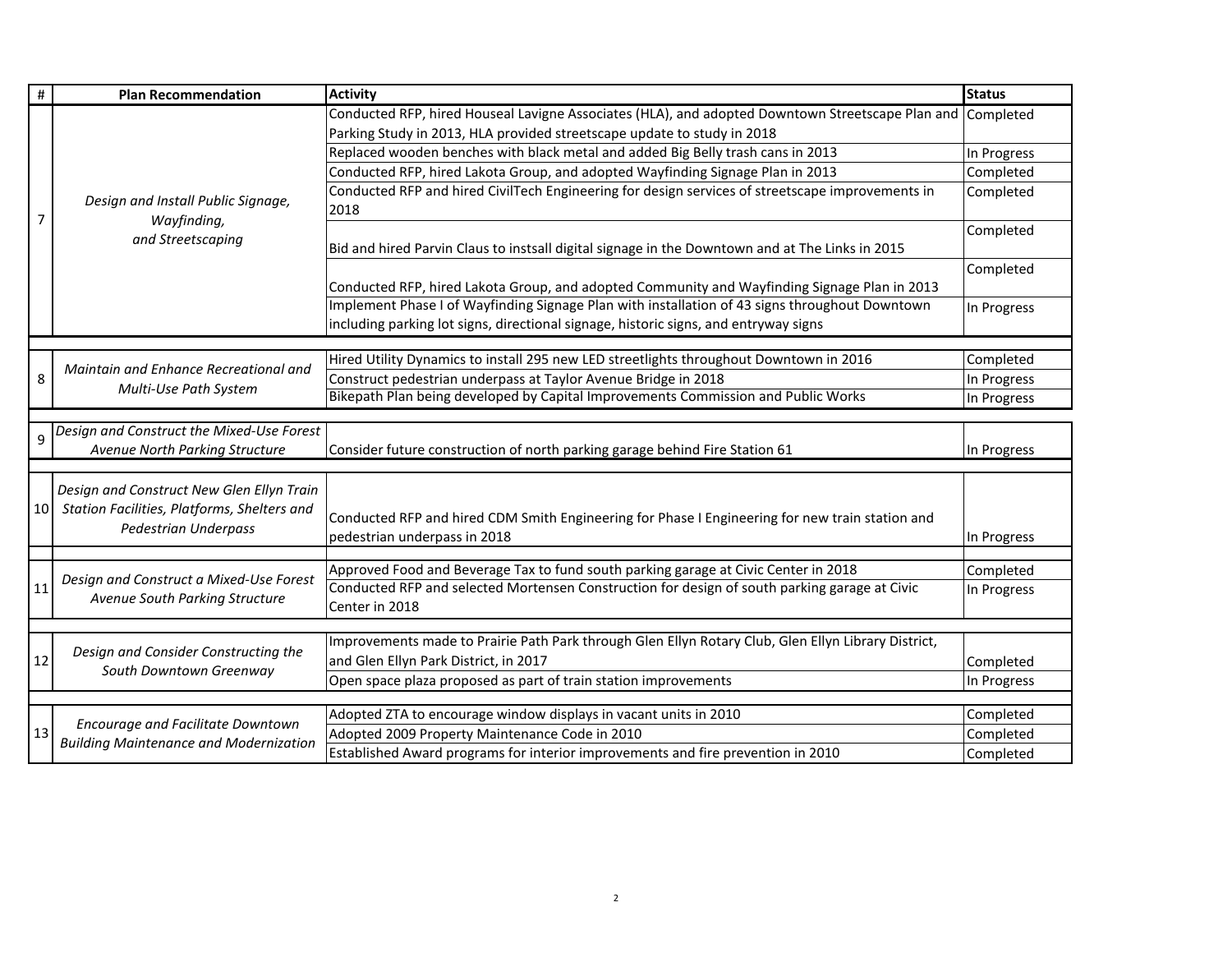| # | Plan Recommendation | Activity | Status |
|---|---|---|---|
| 7 | *Design and Install Public Signage, Wayfinding, and Streetscaping* | Conducted RFP, hired Houseal Lavigne Associates (HLA), and adopted Downtown Streetscape Plan and Parking Study in 2013, HLA provided streetscape update to study in 2018 | Completed |
| | | Replaced wooden benches with black metal and added Big Belly trash cans in 2013 | In Progress |
| | | Conducted RFP, hired Lakota Group, and adopted Wayfinding Signage Plan in 2013 | Completed |
| | | Conducted RFP and hired CivilTech Engineering for design services of streetscape improvements in 2018 | Completed |
| | | Bid and hired Parvin Claus to instsall digital signage in the Downtown and at The Links in 2015 | Completed |
| | | Conducted RFP, hired Lakota Group, and adopted Community and Wayfinding Signage Plan in 2013 | Completed |
| | | Implement Phase I of Wayfinding Signage Plan with installation of 43 signs throughout Downtown including parking lot signs, directional signage, historic signs, and entryway signs | In Progress |
| 8 | *Maintain and Enhance Recreational and Multi-Use Path System* | Hired Utility Dynamics to install 295 new LED streetlights throughout Downtown in 2016 | Completed |
| | | Construct pedestrian underpass at Taylor Avenue Bridge in 2018 | In Progress |
| | | Bikepath Plan being developed by Capital Improvements Commission and Public Works | In Progress |
| 9 | *Design and Construct the Mixed-Use Forest Avenue North Parking Structure* | Consider future construction of north parking garage behind Fire Station 61 | In Progress |
| 10 | *Design and Construct New Glen Ellyn Train Station Facilities, Platforms, Shelters and Pedestrian Underpass* | Conducted RFP and hired CDM Smith Engineering for Phase I Engineering for new train station and pedestrian underpass in 2018 | In Progress |
| 11 | *Design and Construct a Mixed-Use Forest Avenue South Parking Structure* | Approved Food and Beverage Tax to fund south parking garage at Civic Center in 2018 | Completed |
| | | Conducted RFP and selected Mortensen Construction for design of south parking garage at Civic Center in 2018 | In Progress |
| 12 | *Design and Consider Constructing the South Downtown Greenway* | Improvements made to Prairie Path Park through Glen Ellyn Rotary Club, Glen Ellyn Library District, and Glen Ellyn Park District, in 2017 | Completed |
| | | Open space plaza proposed as part of train station improvements | In Progress |
| 13 | *Encourage and Facilitate Downtown Building Maintenance and Modernization* | Adopted ZTA to encourage window displays in vacant units in 2010 | Completed |
| | | Adopted 2009 Property Maintenance Code in 2010 | Completed |
| | | Established Award programs for interior improvements and fire prevention in 2010 | Completed |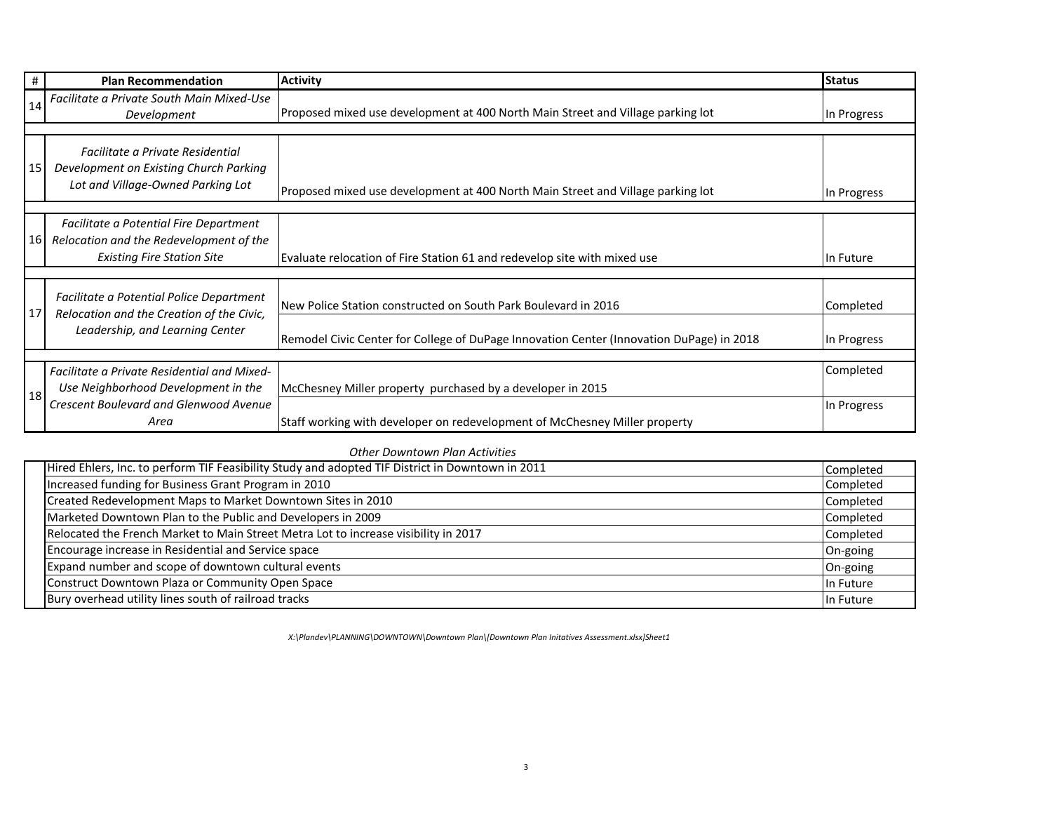| # | Plan Recommendation | Activity | Status |
|---|---|---|---|
| 14 | *Facilitate a Private South Main Mixed-Use Development* | Proposed mixed use development at 400 North Main Street and Village parking lot | In Progress |
| 15 | *Facilitate a Private Residential Development on Existing Church Parking Lot and Village-Owned Parking Lot* | Proposed mixed use development at 400 North Main Street and Village parking lot | In Progress |
| 16 | *Facilitate a Potential Fire Department Relocation and the Redevelopment of the Existing Fire Station Site* | Evaluate relocation of Fire Station 61 and redevelop site with mixed use | In Future |
| 17 | *Facilitate a Potential Police Department Relocation and the Creation of the Civic, Leadership, and Learning Center* | New Police Station constructed on South Park Boulevard in 2016 | Completed |
| | | Remodel Civic Center for College of DuPage Innovation Center (Innovation DuPage) in 2018 | In Progress |
| 18 | *Facilitate a Private Residential and Mixed-Use Neighborhood Development in the Crescent Boulevard and Glenwood Avenue Area* | McChesney Miller property purchased by a developer in 2015 | Completed |
| | | Staff working with developer on redevelopment of McChesney Miller property | In Progress |

*Other Downtown Plan Activities*

| | | |
|---|---|---|
| | Hired Ehlers, Inc. to perform TIF Feasibility Study and adopted TIF District in Downtown in 2011 | Completed |
| | Increased funding for Business Grant Program in 2010 | Completed |
| | Created Redevelopment Maps to Market Downtown Sites in 2010 | Completed |
| | Marketed Downtown Plan to the Public and Developers in 2009 | Completed |
| | Relocated the French Market to Main Street Metra Lot to increase visibility in 2017 | Completed |
| | Encourage increase in Residential and Service space | On-going |
| | Expand number and scope of downtown cultural events | On-going |
| | Construct Downtown Plaza or Community Open Space | In Future |
| | Bury overhead utility lines south of railroad tracks | In Future |

*X:\Plandev\PLANNING\DOWNTOWN\Downtown Plan\[Downtown Plan Initatives Assessment.xlsx]Sheet1*